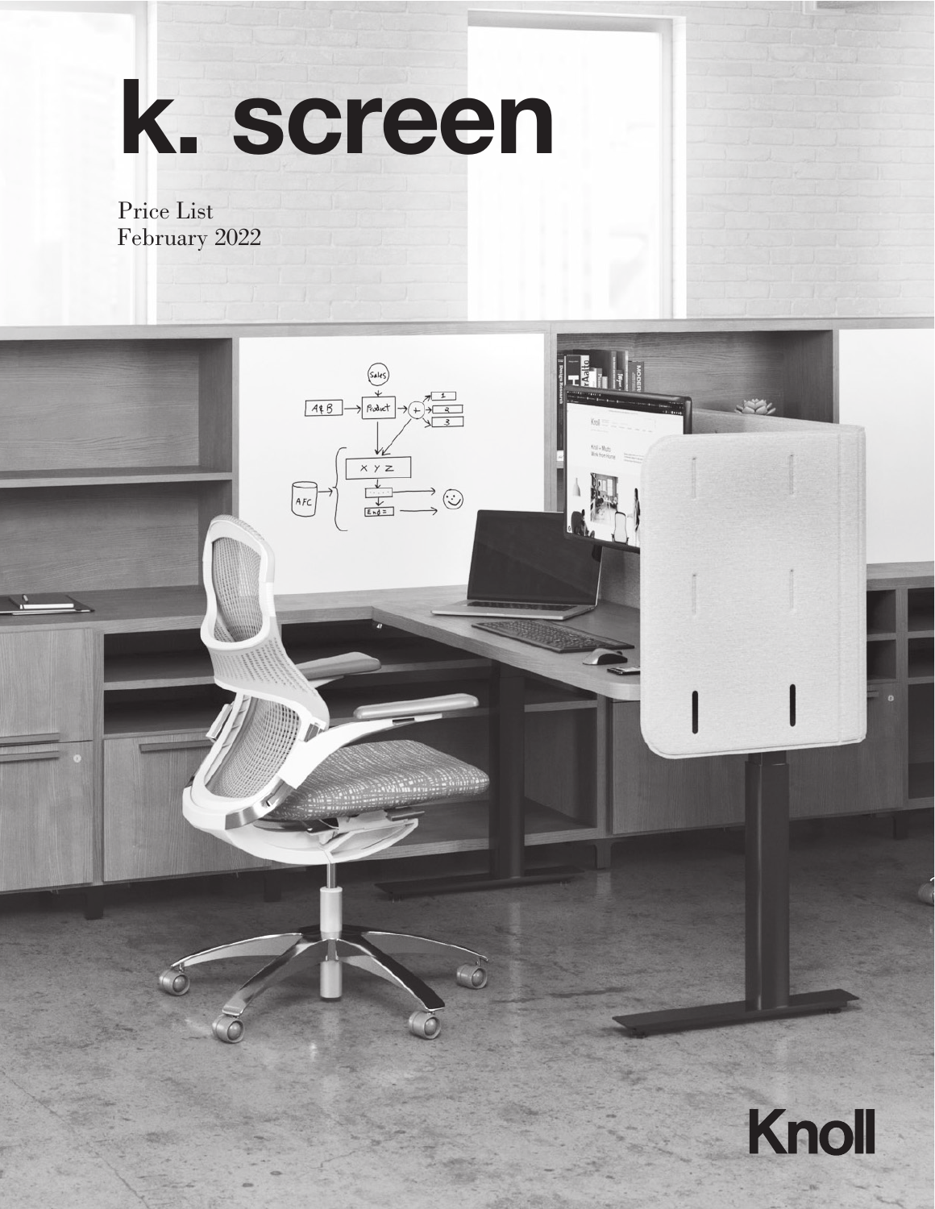# k. screen

Price List
February 2022

Knoll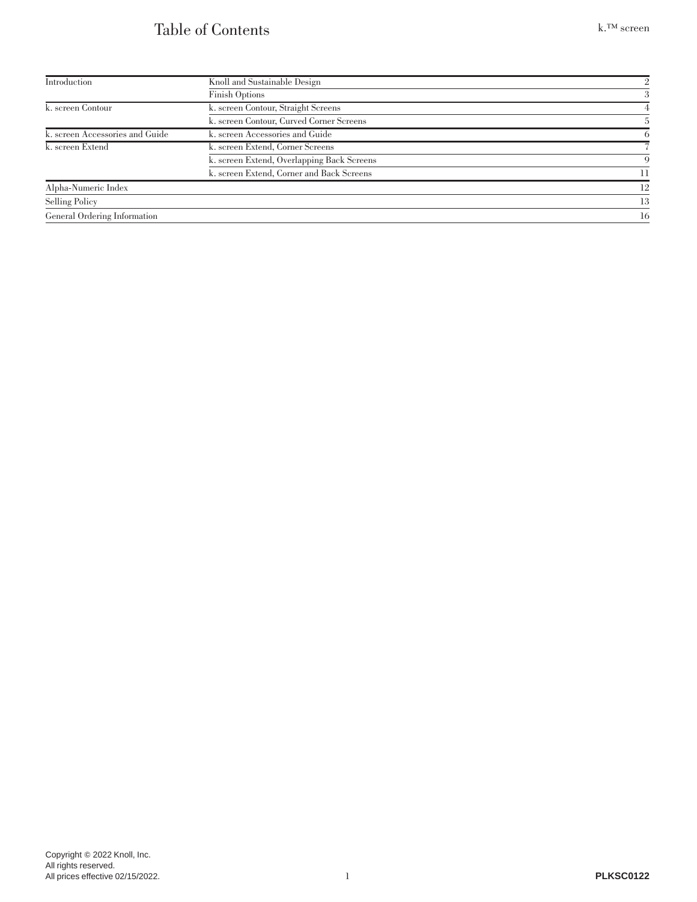# Table of Contents

| Section | Topic | Page |
|---|---|---|
| Introduction | Knoll and Sustainable Design | 2 |
| | Finish Options | 3 |
| k. screen Contour | k. screen Contour, Straight Screens | 4 |
| | k. screen Contour, Curved Corner Screens | 5 |
| k. screen Accessories and Guide | k. screen Accessories and Guide | 6 |
| k. screen Extend | k. screen Extend, Corner Screens | 7 |
| | k. screen Extend, Overlapping Back Screens | 9 |
| | k. screen Extend, Corner and Back Screens | 11 |
| Alpha-Numeric Index | | 12 |
| Selling Policy | | 13 |
| General Ordering Information | | 16 |

Copyright © 2022 Knoll, Inc.
All rights reserved.
All prices effective 02/15/2022.

PLKSC0122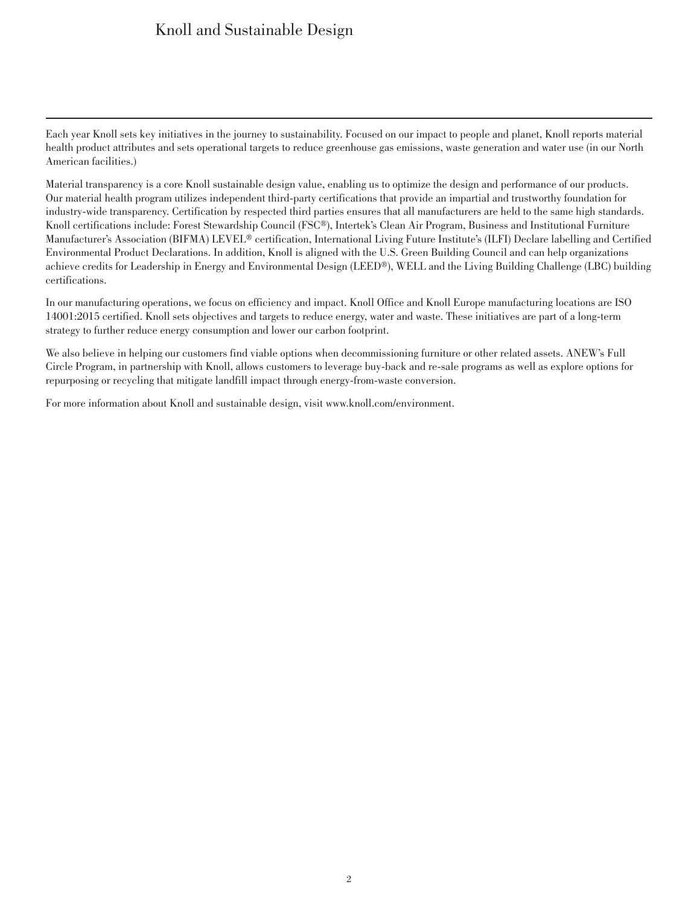# Knoll and Sustainable Design

Each year Knoll sets key initiatives in the journey to sustainability. Focused on our impact to people and planet, Knoll reports material health product attributes and sets operational targets to reduce greenhouse gas emissions, waste generation and water use (in our North American facilities.)

Material transparency is a core Knoll sustainable design value, enabling us to optimize the design and performance of our products. Our material health program utilizes independent third-party certifications that provide an impartial and trustworthy foundation for industry-wide transparency. Certification by respected third parties ensures that all manufacturers are held to the same high standards. Knoll certifications include: Forest Stewardship Council (FSC®), Intertek's Clean Air Program, Business and Institutional Furniture Manufacturer's Association (BIFMA) LEVEL® certification, International Living Future Institute's (ILFI) Declare labelling and Certified Environmental Product Declarations. In addition, Knoll is aligned with the U.S. Green Building Council and can help organizations achieve credits for Leadership in Energy and Environmental Design (LEED®), WELL and the Living Building Challenge (LBC) building certifications.

In our manufacturing operations, we focus on efficiency and impact. Knoll Office and Knoll Europe manufacturing locations are ISO 14001:2015 certified. Knoll sets objectives and targets to reduce energy, water and waste. These initiatives are part of a long-term strategy to further reduce energy consumption and lower our carbon footprint.

We also believe in helping our customers find viable options when decommissioning furniture or other related assets. ANEW's Full Circle Program, in partnership with Knoll, allows customers to leverage buy-back and re-sale programs as well as explore options for repurposing or recycling that mitigate landfill impact through energy-from-waste conversion.

For more information about Knoll and sustainable design, visit www.knoll.com/environment.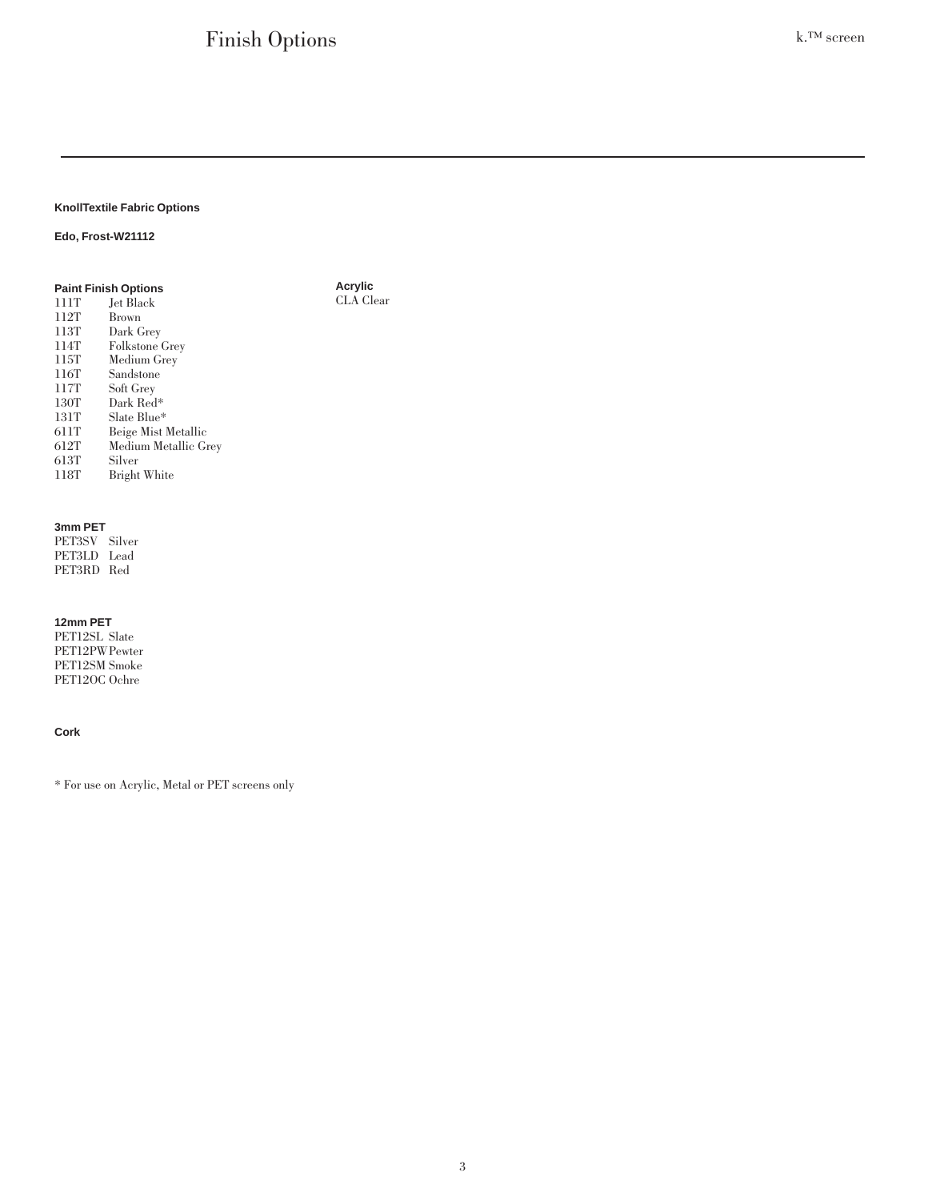# Finish Options

### KnollTextile Fabric Options

**Edo, Frost-W21112**

### Paint Finish Options

| Code | Finish |
| --- | --- |
| 111T | Jet Black |
| 112T | Brown |
| 113T | Dark Grey |
| 114T | Folkstone Grey |
| 115T | Medium Grey |
| 116T | Sandstone |
| 117T | Soft Grey |
| 130T | Dark Red* |
| 131T | Slate Blue* |
| 611T | Beige Mist Metallic |
| 612T | Medium Metallic Grey |
| 613T | Silver |
| 118T | Bright White |

### Acrylic

CLA Clear

### 3mm PET

| Code | Finish |
| --- | --- |
| PET3SV | Silver |
| PET3LD | Lead |
| PET3RD | Red |

### 12mm PET

| Code | Finish |
| --- | --- |
| PET12SL | Slate |
| PET12PW | Pewter |
| PET12SM | Smoke |
| PET12OC | Ochre |

### Cork

* For use on Acrylic, Metal or PET screens only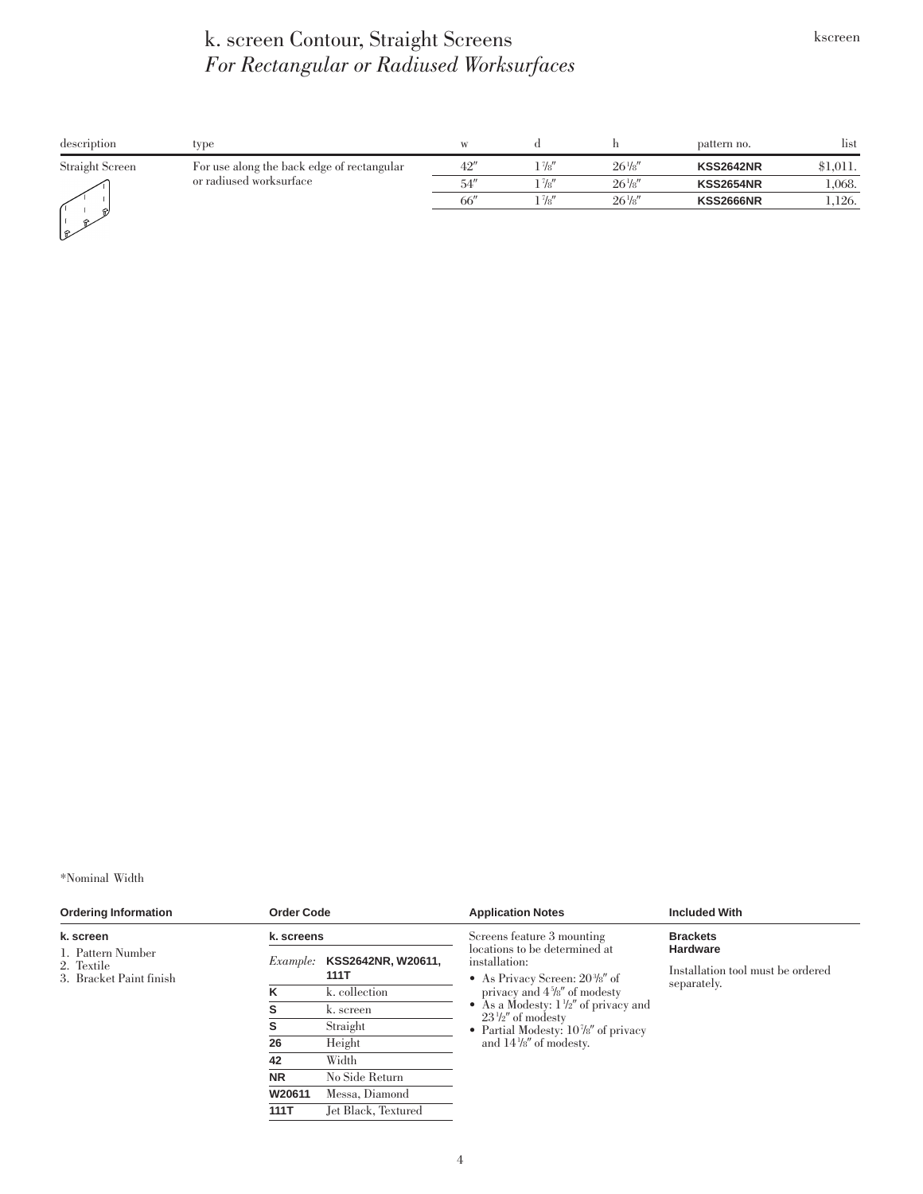# k. screen Contour, Straight Screens
## *For Rectangular or Radiused Worksurfaces*

| description | type | w | d | h | pattern no. | list |
|---|---|---|---|---|---|---|
| Straight Screen | For use along the back edge of rectangular or radiused worksurface | 42″ | 1 7/8″ | 26 1/8″ | **KSS2642NR** | $1,011. |
| | | 54″ | 1 7/8″ | 26 1/8″ | **KSS2654NR** | 1,068. |
| | | 66″ | 1 7/8″ | 26 1/8″ | **KSS2666NR** | 1,126. |

*Nominal Width

### Ordering Information

**k. screen**

1. Pattern Number
2. Textile
3. Bracket Paint finish

### Order Code

**k. screens**

| *Example:* | **KSS2642NR, W20611, 111T** |
|---|---|
| **K** | k. collection |
| **S** | k. screen |
| **S** | Straight |
| **26** | Height |
| **42** | Width |
| **NR** | No Side Return |
| **W20611** | Messa, Diamond |
| **111T** | Jet Black, Textured |

### Application Notes

Screens feature 3 mounting locations to be determined at installation:

- As Privacy Screen: 20 3/8″ of privacy and 4 5/8″ of modesty
- As a Modesty: 1 1/2″ of privacy and 23 1/2″ of modesty
- Partial Modesty: 10 7/8″ of privacy and 14 1/8″ of modesty.

### Included With

**Brackets**
**Hardware**

Installation tool must be ordered separately.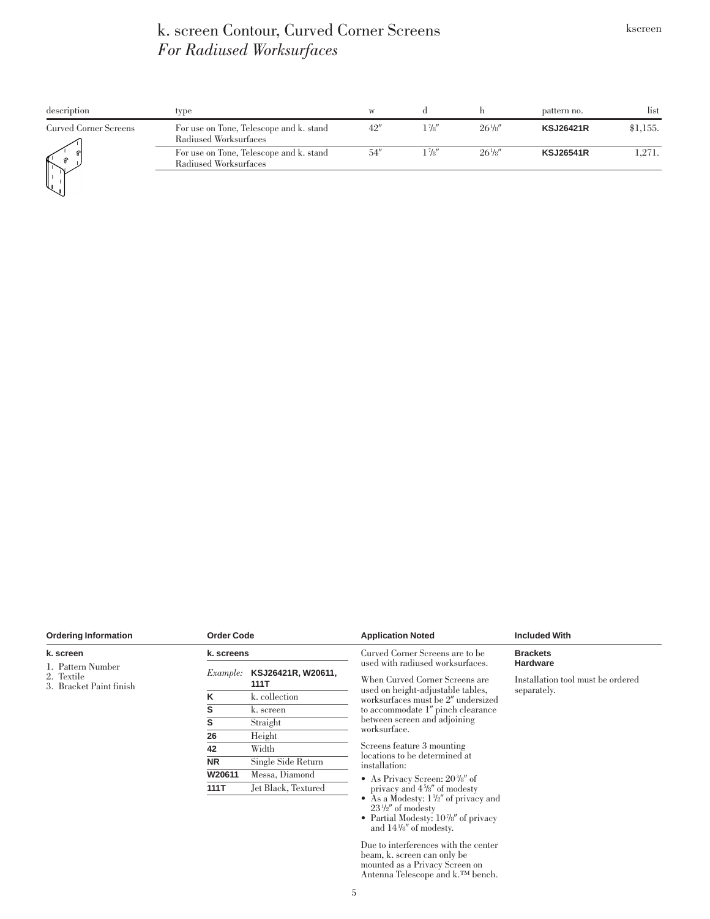# k. screen Contour, Curved Corner Screens
## *For Radiused Worksurfaces*

| description | type | w | d | h | pattern no. | list |
|---|---|---|---|---|---|---|
| Curved Corner Screens | For use on Tone, Telescope and k. stand Radiused Worksurfaces | 42″ | 1⅞″ | 26⅛″ | **KSJ26421R** | $1,155. |
| | For use on Tone, Telescope and k. stand Radiused Worksurfaces | 54″ | 1⅞″ | 26⅛″ | **KSJ26541R** | 1,271. |

**Ordering Information**

**k. screen**

1. Pattern Number
2. Textile
3. Bracket Paint finish

**Order Code**

**k. screens**

*Example:* **KSJ26421R, W20611, 111T**

| | |
|---|---|
| **K** | k. collection |
| **S** | k. screen |
| **S** | Straight |
| **26** | Height |
| **42** | Width |
| **NR** | Single Side Return |
| **W20611** | Messa, Diamond |
| **111T** | Jet Black, Textured |

**Application Noted**

Curved Corner Screens are to be used with radiused worksurfaces.

When Curved Corner Screens are used on height-adjustable tables, worksurfaces must be 2″ undersized to accommodate 1″ pinch clearance between screen and adjoining worksurface.

Screens feature 3 mounting locations to be determined at installation:

- As Privacy Screen: 20⅜″ of privacy and 4⅝″ of modesty
- As a Modesty: 1½″ of privacy and 23½″ of modesty
- Partial Modesty: 10⅞″ of privacy and 14⅛″ of modesty.

Due to interferences with the center beam, k. screen can only be mounted as a Privacy Screen on Antenna Telescope and k.™ bench.

**Included With**

**Brackets**
**Hardware**

Installation tool must be ordered separately.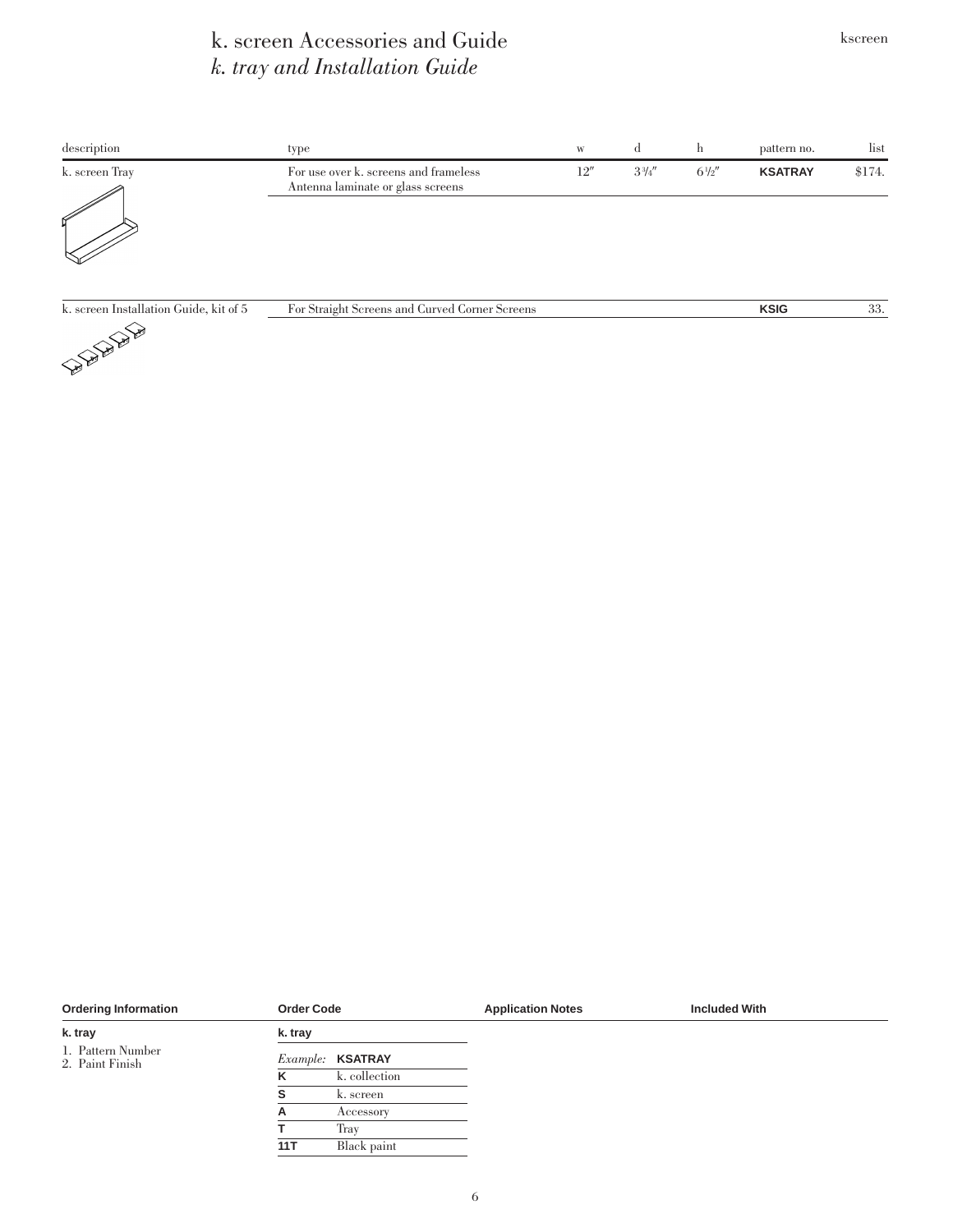# k. screen Accessories and Guide

## *k. tray and Installation Guide*

| description | type | w | d | h | pattern no. | list |
|---|---|---|---|---|---|---|
| k. screen Tray | For use over k. screens and frameless Antenna laminate or glass screens | 12″ | 3¾″ | 6½″ | **KSATRAY** | $174. |
| k. screen Installation Guide, kit of 5 | For Straight Screens and Curved Corner Screens | | | | **KSIG** | 33. |

| Ordering Information | Order Code | | Application Notes | Included With |
|---|---|---|---|---|
| **k. tray** | **k. tray** | | | |
| 1. Pattern Number | *Example:* | **KSATRAY** | | |
| 2. Paint Finish | **K** | k. collection | | |
| | **S** | k. screen | | |
| | **A** | Accessory | | |
| | **T** | Tray | | |
| | **11T** | Black paint | | |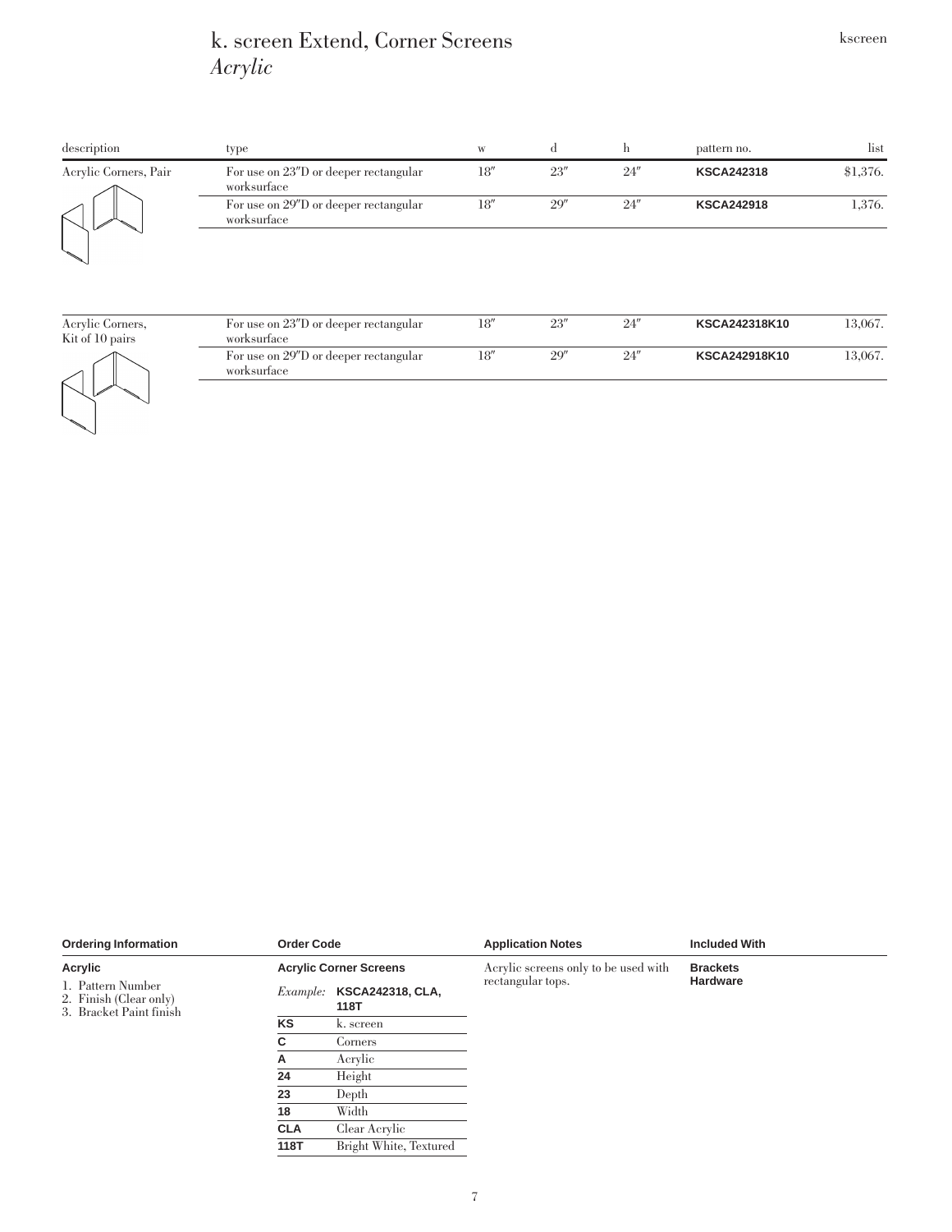# k. screen Extend, Corner Screens
*Acrylic*

| description | type | w | d | h | pattern no. | list |
|---|---|---|---|---|---|---|
| Acrylic Corners, Pair | For use on 23″D or deeper rectangular worksurface | 18″ | 23″ | 24″ | **KSCA242318** | $1,376. |
| | For use on 29″D or deeper rectangular worksurface | 18″ | 29″ | 24″ | **KSCA242918** | 1,376. |
| Acrylic Corners, Kit of 10 pairs | For use on 23″D or deeper rectangular worksurface | 18″ | 23″ | 24″ | **KSCA242318K10** | 13,067. |
| | For use on 29″D or deeper rectangular worksurface | 18″ | 29″ | 24″ | **KSCA242918K10** | 13,067. |

**Ordering Information**

**Acrylic**

1. Pattern Number
2. Finish (Clear only)
3. Bracket Paint finish

**Order Code**

**Acrylic Corner Screens**

*Example:* **KSCA242318, CLA, 118T**

| | |
|---|---|
| **KS** | k. screen |
| **C** | Corners |
| **A** | Acrylic |
| **24** | Height |
| **23** | Depth |
| **18** | Width |
| **CLA** | Clear Acrylic |
| **118T** | Bright White, Textured |

**Application Notes**

Acrylic screens only to be used with rectangular tops.

**Included With**

**Brackets**
**Hardware**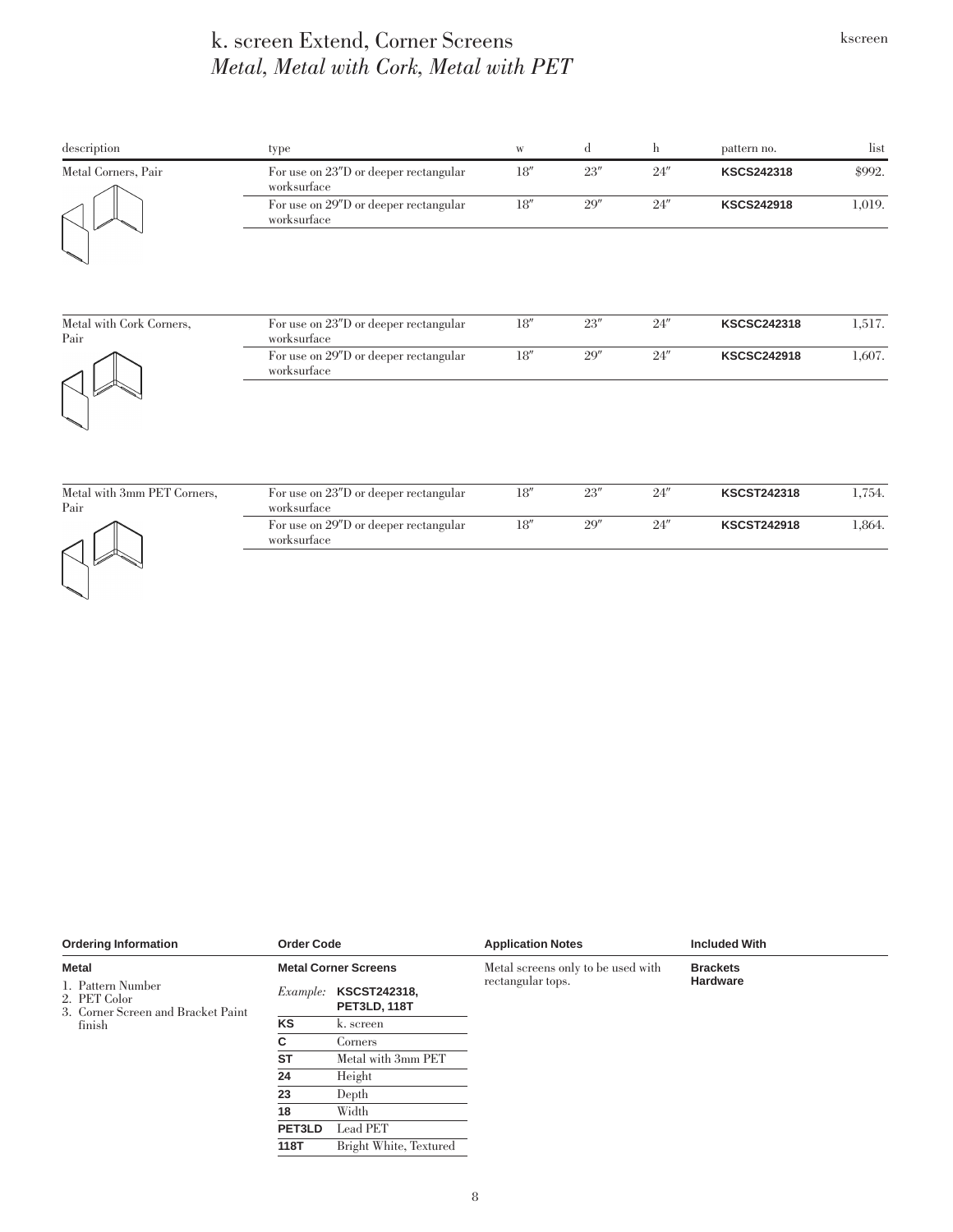# k. screen Extend, Corner Screens
## *Metal, Metal with Cork, Metal with PET*

| description | type | w | d | h | pattern no. | list |
|---|---|---|---|---|---|---|
| Metal Corners, Pair | For use on 23″D or deeper rectangular worksurface | 18″ | 23″ | 24″ | **KSCS242318** | $992. |
| | For use on 29″D or deeper rectangular worksurface | 18″ | 29″ | 24″ | **KSCS242918** | 1,019. |
| Metal with Cork Corners, Pair | For use on 23″D or deeper rectangular worksurface | 18″ | 23″ | 24″ | **KSCSC242318** | 1,517. |
| | For use on 29″D or deeper rectangular worksurface | 18″ | 29″ | 24″ | **KSCSC242918** | 1,607. |
| Metal with 3mm PET Corners, Pair | For use on 23″D or deeper rectangular worksurface | 18″ | 23″ | 24″ | **KSCST242318** | 1,754. |
| | For use on 29″D or deeper rectangular worksurface | 18″ | 29″ | 24″ | **KSCST242918** | 1,864. |

**Ordering Information**

**Metal**

1. Pattern Number
2. PET Color
3. Corner Screen and Bracket Paint finish

**Order Code**

**Metal Corner Screens**

*Example:* **KSCST242318, PET3LD, 118T**

| | |
|---|---|
| **KS** | k. screen |
| **C** | Corners |
| **ST** | Metal with 3mm PET |
| **24** | Height |
| **23** | Depth |
| **18** | Width |
| **PET3LD** | Lead PET |
| **118T** | Bright White, Textured |

**Application Notes**

Metal screens only to be used with rectangular tops.

**Included With**

**Brackets**
**Hardware**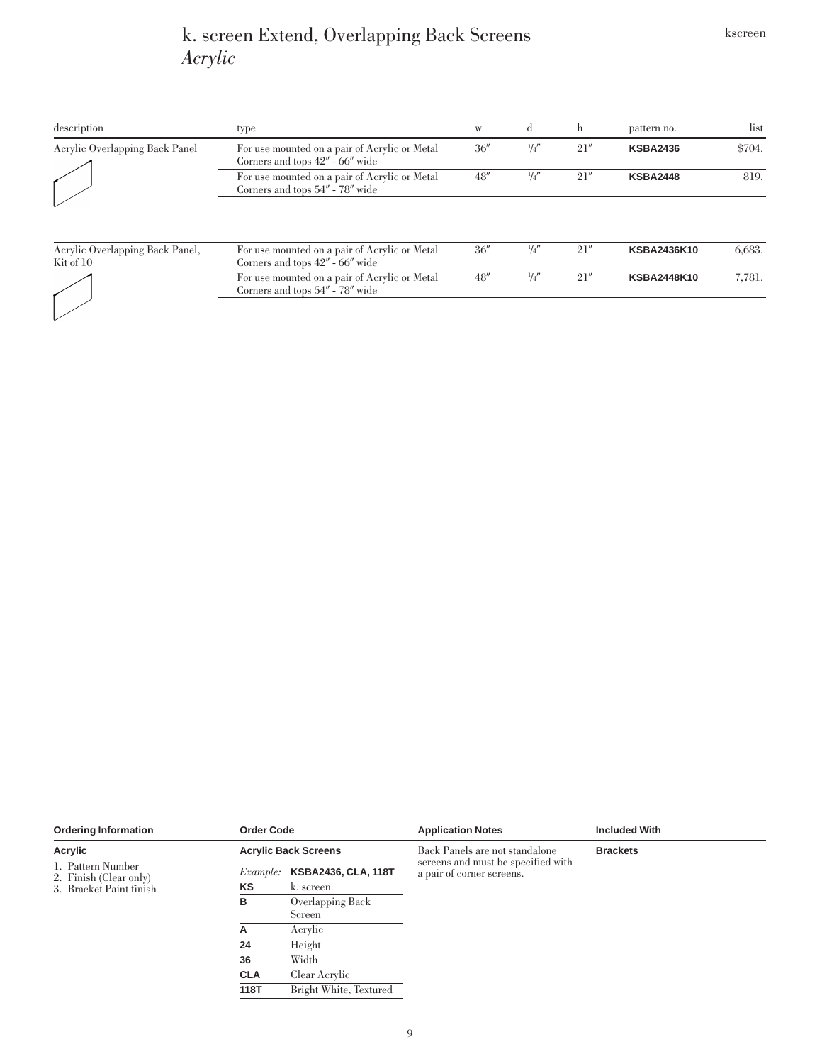# k. screen Extend, Overlapping Back Screens
*Acrylic*

| description | type | w | d | h | pattern no. | list |
|---|---|---|---|---|---|---|
| Acrylic Overlapping Back Panel | For use mounted on a pair of Acrylic or Metal Corners and tops 42″ - 66″ wide | 36″ | 1/4″ | 21″ | **KSBA2436** | $704. |
| | For use mounted on a pair of Acrylic or Metal Corners and tops 54″ - 78″ wide | 48″ | 1/4″ | 21″ | **KSBA2448** | 819. |
| Acrylic Overlapping Back Panel, Kit of 10 | For use mounted on a pair of Acrylic or Metal Corners and tops 42″ - 66″ wide | 36″ | 1/4″ | 21″ | **KSBA2436K10** | 6,683. |
| | For use mounted on a pair of Acrylic or Metal Corners and tops 54″ - 78″ wide | 48″ | 1/4″ | 21″ | **KSBA2448K10** | 7,781. |

**Ordering Information**

**Acrylic**

1. Pattern Number
2. Finish (Clear only)
3. Bracket Paint finish

**Order Code**

**Acrylic Back Screens**

*Example:* **KSBA2436, CLA, 118T**

| | |
|---|---|
| **KS** | k. screen |
| **B** | Overlapping Back Screen |
| **A** | Acrylic |
| **24** | Height |
| **36** | Width |
| **CLA** | Clear Acrylic |
| **118T** | Bright White, Textured |

**Application Notes**

Back Panels are not standalone screens and must be specified with a pair of corner screens.

**Included With**

**Brackets**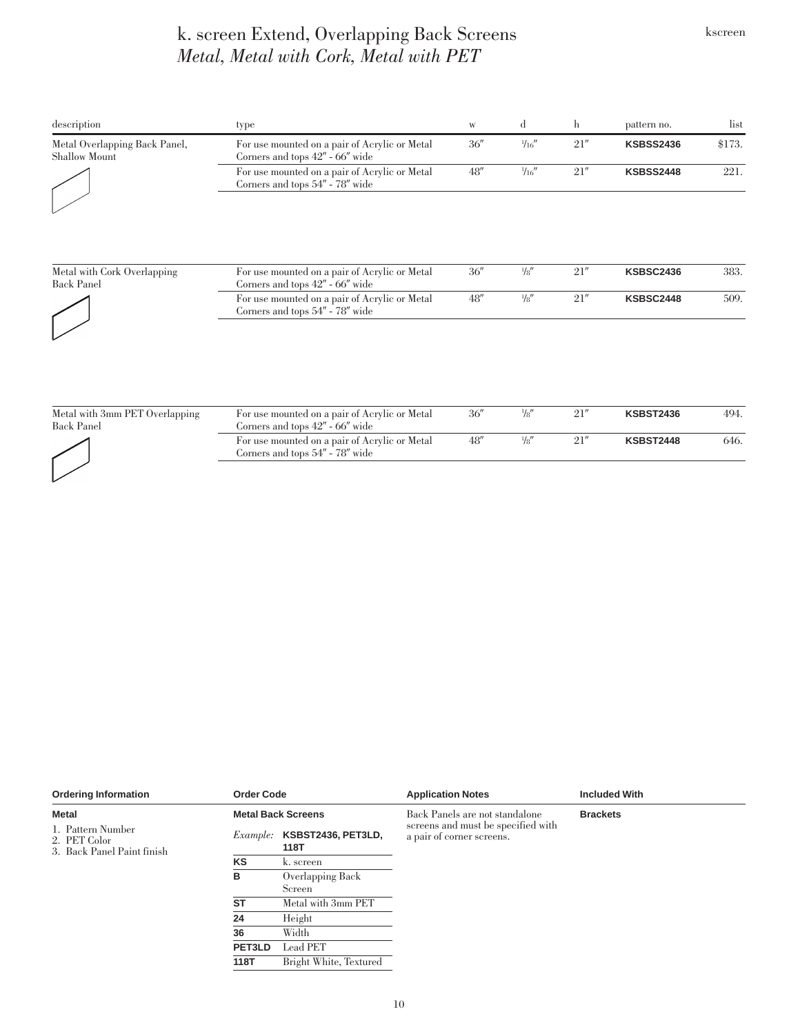# k. screen Extend, Overlapping Back Screens

*Metal, Metal with Cork, Metal with PET*

| description | type | w | d | h | pattern no. | list |
|---|---|---|---|---|---|---|
| Metal Overlapping Back Panel, Shallow Mount | For use mounted on a pair of Acrylic or Metal Corners and tops 42″ - 66″ wide | 36″ | 1/16″ | 21″ | **KSBSS2436** | $173. |
| | For use mounted on a pair of Acrylic or Metal Corners and tops 54″ - 78″ wide | 48″ | 1/16″ | 21″ | **KSBSS2448** | 221. |

| description | type | w | d | h | pattern no. | list |
|---|---|---|---|---|---|---|
| Metal with Cork Overlapping Back Panel | For use mounted on a pair of Acrylic or Metal Corners and tops 42″ - 66″ wide | 36″ | 1/8″ | 21″ | **KSBSC2436** | 383. |
| | For use mounted on a pair of Acrylic or Metal Corners and tops 54″ - 78″ wide | 48″ | 1/8″ | 21″ | **KSBSC2448** | 509. |

| description | type | w | d | h | pattern no. | list |
|---|---|---|---|---|---|---|
| Metal with 3mm PET Overlapping Back Panel | For use mounted on a pair of Acrylic or Metal Corners and tops 42″ - 66″ wide | 36″ | 1/8″ | 21″ | **KSBST2436** | 494. |
| | For use mounted on a pair of Acrylic or Metal Corners and tops 54″ - 78″ wide | 48″ | 1/8″ | 21″ | **KSBST2448** | 646. |

**Ordering Information**

**Metal**

1. Pattern Number
2. PET Color
3. Back Panel Paint finish

**Order Code**

**Metal Back Screens**

*Example:* **KSBST2436, PET3LD, 118T**

| Code | Meaning |
|---|---|
| **KS** | k. screen |
| **B** | Overlapping Back Screen |
| **ST** | Metal with 3mm PET |
| **24** | Height |
| **36** | Width |
| **PET3LD** | Lead PET |
| **118T** | Bright White, Textured |

**Application Notes**

Back Panels are not standalone screens and must be specified with a pair of corner screens.

**Included With**

**Brackets**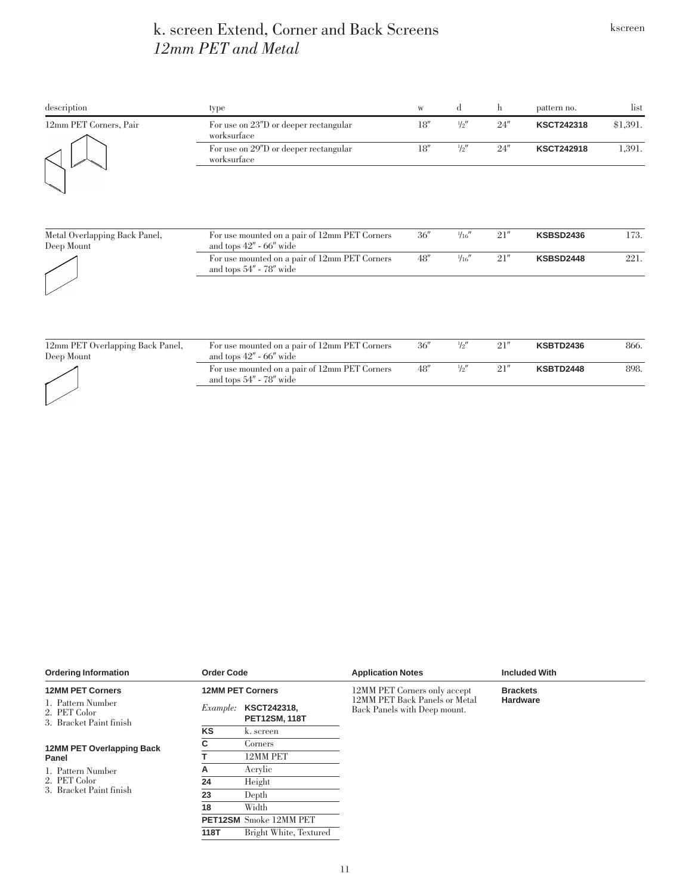# k. screen Extend, Corner and Back Screens
## *12mm PET and Metal*

| description | type | w | d | h | pattern no. | list |
|---|---|---|---|---|---|---|
| 12mm PET Corners, Pair | For use on 23″D or deeper rectangular worksurface | 18″ | 1/2″ | 24″ | **KSCT242318** | $1,391. |
| | For use on 29″D or deeper rectangular worksurface | 18″ | 1/2″ | 24″ | **KSCT242918** | 1,391. |
| Metal Overlapping Back Panel, Deep Mount | For use mounted on a pair of 12mm PET Corners and tops 42″ - 66″ wide | 36″ | 1/16″ | 21″ | **KSBSD2436** | 173. |
| | For use mounted on a pair of 12mm PET Corners and tops 54″ - 78″ wide | 48″ | 1/16″ | 21″ | **KSBSD2448** | 221. |
| 12mm PET Overlapping Back Panel, Deep Mount | For use mounted on a pair of 12mm PET Corners and tops 42″ - 66″ wide | 36″ | 1/2″ | 21″ | **KSBTD2436** | 866. |
| | For use mounted on a pair of 12mm PET Corners and tops 54″ - 78″ wide | 48″ | 1/2″ | 21″ | **KSBTD2448** | 898. |

**Ordering Information**

**12MM PET Corners**
1. Pattern Number
2. PET Color
3. Bracket Paint finish

**12MM PET Overlapping Back Panel**
1. Pattern Number
2. PET Color
3. Bracket Paint finish

**Order Code**

**12MM PET Corners**

*Example:* **KSCT242318, PET12SM, 118T**

| | |
|---|---|
| **KS** | k. screen |
| **C** | Corners |
| **T** | 12MM PET |
| **A** | Acrylic |
| **24** | Height |
| **23** | Depth |
| **18** | Width |
| **PET12SM** | Smoke 12MM PET |
| **118T** | Bright White, Textured |

**Application Notes**

12MM PET Corners only accept 12MM PET Back Panels or Metal Back Panels with Deep mount.

**Included With**

**Brackets**
**Hardware**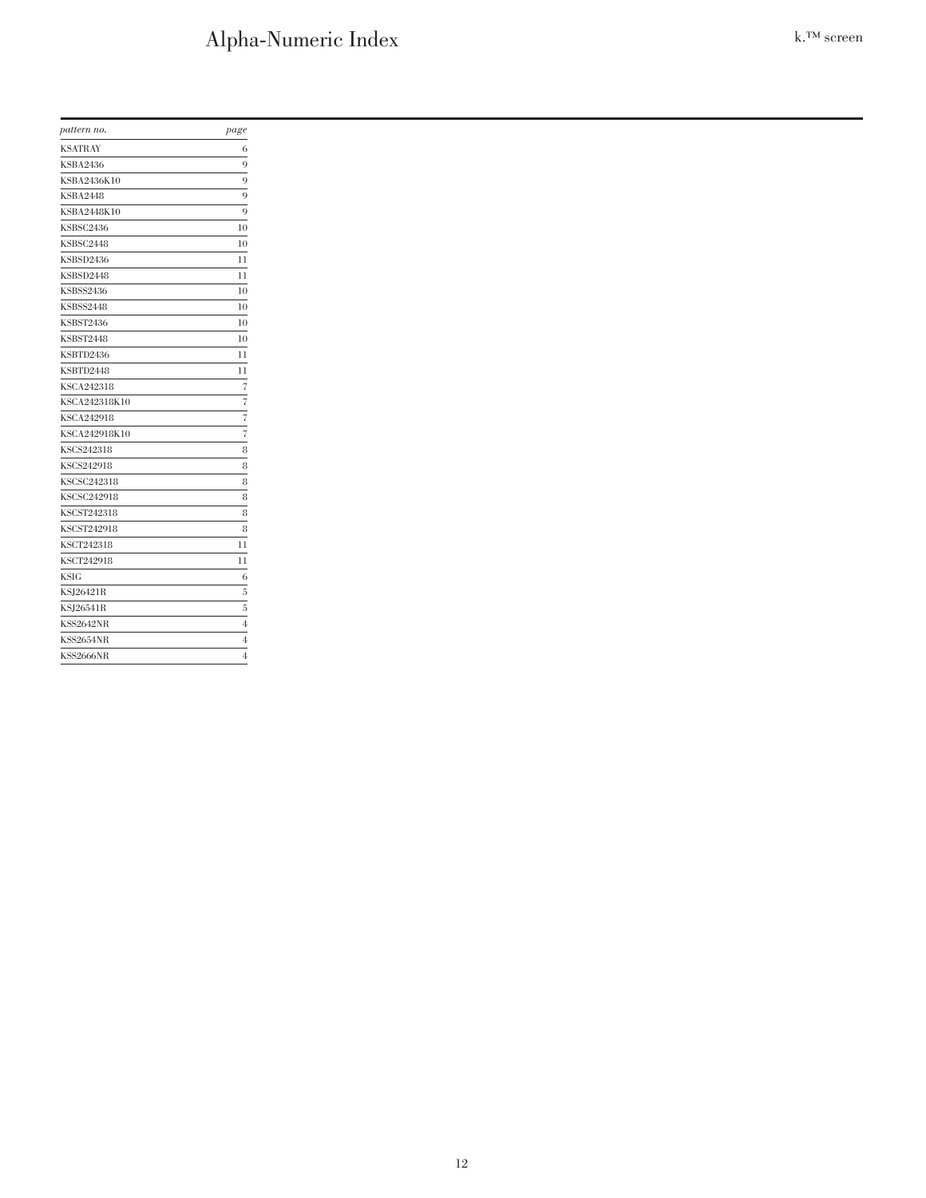# Alpha-Numeric Index

| *pattern no.* | *page* |
|---|---|
| KSATRAY | 6 |
| KSBA2436 | 9 |
| KSBA2436K10 | 9 |
| KSBA2448 | 9 |
| KSBA2448K10 | 9 |
| KSBSC2436 | 10 |
| KSBSC2448 | 10 |
| KSBSD2436 | 11 |
| KSBSD2448 | 11 |
| KSBSS2436 | 10 |
| KSBSS2448 | 10 |
| KSBST2436 | 10 |
| KSBST2448 | 10 |
| KSBTD2436 | 11 |
| KSBTD2448 | 11 |
| KSCA242318 | 7 |
| KSCA242318K10 | 7 |
| KSCA242918 | 7 |
| KSCA242918K10 | 7 |
| KSCS242318 | 8 |
| KSCS242918 | 8 |
| KSCSC242318 | 8 |
| KSCSC242918 | 8 |
| KSCST242318 | 8 |
| KSCST242918 | 8 |
| KSCT242318 | 11 |
| KSCT242918 | 11 |
| KSIG | 6 |
| KSJ26421R | 5 |
| KSJ26541R | 5 |
| KSS2642NR | 4 |
| KSS2654NR | 4 |
| KSS2666NR | 4 |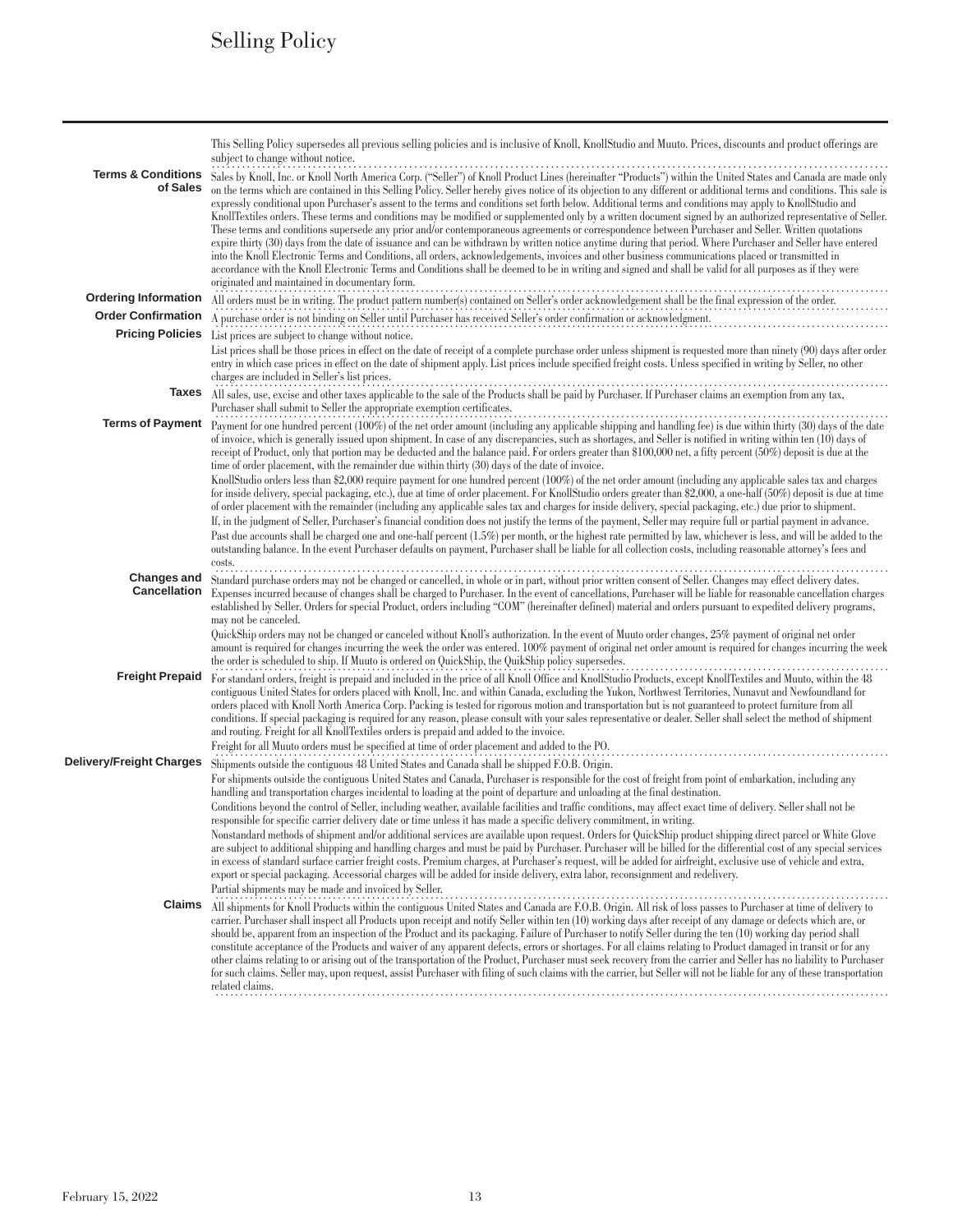# Selling Policy

This Selling Policy supersedes all previous selling policies and is inclusive of Knoll, KnollStudio and Muuto. Prices, discounts and product offerings are subject to change without notice.

**Terms & Conditions of Sales**

Sales by Knoll, Inc. or Knoll North America Corp. ("Seller") of Knoll Product Lines (hereinafter "Products") within the United States and Canada are made only on the terms which are contained in this Selling Policy. Seller hereby gives notice of its objection to any different or additional terms and conditions. This sale is expressly conditional upon Purchaser's assent to the terms and conditions set forth below. Additional terms and conditions may apply to KnollStudio and KnollTextiles orders. These terms and conditions may be modified or supplemented only by a written document signed by an authorized representative of Seller. These terms and conditions supersede any prior and/or contemporaneous agreements or correspondence between Purchaser and Seller. Written quotations expire thirty (30) days from the date of issuance and can be withdrawn by written notice anytime during that period. Where Purchaser and Seller have entered into the Knoll Electronic Terms and Conditions, all orders, acknowledgements, invoices and other business communications placed or transmitted in accordance with the Knoll Electronic Terms and Conditions shall be deemed to be in writing and signed and shall be valid for all purposes as if they were originated and maintained in documentary form.

**Ordering Information**

All orders must be in writing. The product pattern number(s) contained on Seller's order acknowledgement shall be the final expression of the order.

**Order Confirmation**

A purchase order is not binding on Seller until Purchaser has received Seller's order confirmation or acknowledgment.

**Pricing Policies**

List prices are subject to change without notice.

List prices shall be those prices in effect on the date of receipt of a complete purchase order unless shipment is requested more than ninety (90) days after order entry in which case prices in effect on the date of shipment apply. List prices include specified freight costs. Unless specified in writing by Seller, no other charges are included in Seller's list prices.

**Taxes**

All sales, use, excise and other taxes applicable to the sale of the Products shall be paid by Purchaser. If Purchaser claims an exemption from any tax, Purchaser shall submit to Seller the appropriate exemption certificates.

**Terms of Payment**

Payment for one hundred percent (100%) of the net order amount (including any applicable shipping and handling fee) is due within thirty (30) days of the date of invoice, which is generally issued upon shipment. In case of any discrepancies, such as shortages, and Seller is notified in writing within ten (10) days of receipt of Product, only that portion may be deducted and the balance paid. For orders greater than $100,000 net, a fifty percent (50%) deposit is due at the time of order placement, with the remainder due within thirty (30) days of the date of invoice.

KnollStudio orders less than $2,000 require payment for one hundred percent (100%) of the net order amount (including any applicable sales tax and charges for inside delivery, special packaging, etc.), due at time of order placement. For KnollStudio orders greater than $2,000, a one-half (50%) deposit is due at time of order placement with the remainder (including any applicable sales tax and charges for inside delivery, special packaging, etc.) due prior to shipment.

If, in the judgment of Seller, Purchaser's financial condition does not justify the terms of the payment, Seller may require full or partial payment in advance.

Past due accounts shall be charged one and one-half percent (1.5%) per month, or the highest rate permitted by law, whichever is less, and will be added to the outstanding balance. In the event Purchaser defaults on payment, Purchaser shall be liable for all collection costs, including reasonable attorney's fees and costs.

**Changes and Cancellation**

Standard purchase orders may not be changed or cancelled, in whole or in part, without prior written consent of Seller. Changes may effect delivery dates. Expenses incurred because of changes shall be charged to Purchaser. In the event of cancellations, Purchaser will be liable for reasonable cancellation charges established by Seller. Orders for special Product, orders including "COM" (hereinafter defined) material and orders pursuant to expedited delivery programs, may not be canceled.

QuickShip orders may not be changed or canceled without Knoll's authorization. In the event of Muuto order changes, 25% payment of original net order amount is required for changes incurring the week the order was entered. 100% payment of original net order amount is required for changes incurring the week the order is scheduled to ship. If Muuto is ordered on QuickShip, the QuikShip policy supersedes.

**Freight Prepaid**

For standard orders, freight is prepaid and included in the price of all Knoll Office and KnollStudio Products, except KnollTextiles and Muuto, within the 48 contiguous United States for orders placed with Knoll, Inc. and within Canada, excluding the Yukon, Northwest Territories, Nunavut and Newfoundland for orders placed with Knoll North America Corp. Packing is tested for rigorous motion and transportation but is not guaranteed to protect furniture from all conditions. If special packaging is required for any reason, please consult with your sales representative or dealer. Seller shall select the method of shipment and routing. Freight for all KnollTextiles orders is prepaid and added to the invoice.

Freight for all Muuto orders must be specified at time of order placement and added to the PO.

**Delivery/Freight Charges**

Shipments outside the contiguous 48 United States and Canada shall be shipped F.O.B. Origin.

For shipments outside the contiguous United States and Canada, Purchaser is responsible for the cost of freight from point of embarkation, including any handling and transportation charges incidental to loading at the point of departure and unloading at the final destination.

Conditions beyond the control of Seller, including weather, available facilities and traffic conditions, may affect exact time of delivery. Seller shall not be responsible for specific carrier delivery date or time unless it has made a specific delivery commitment, in writing.

Nonstandard methods of shipment and/or additional services are available upon request. Orders for QuickShip product shipping direct parcel or White Glove are subject to additional shipping and handling charges and must be paid by Purchaser. Purchaser will be billed for the differential cost of any special services in excess of standard surface carrier freight costs. Premium charges, at Purchaser's request, will be added for airfreight, exclusive use of vehicle and extra, export or special packaging. Accessorial charges will be added for inside delivery, extra labor, reconsignment and redelivery.

Partial shipments may be made and invoiced by Seller.

**Claims**

All shipments for Knoll Products within the contiguous United States and Canada are F.O.B. Origin. All risk of loss passes to Purchaser at time of delivery to carrier. Purchaser shall inspect all Products upon receipt and notify Seller within ten (10) working days after receipt of any damage or defects which are, or should be, apparent from an inspection of the Product and its packaging. Failure of Purchaser to notify Seller during the ten (10) working day period shall constitute acceptance of the Products and waiver of any apparent defects, errors or shortages. For all claims relating to Product damaged in transit or for any other claims relating to or arising out of the transportation of the Product, Purchaser must seek recovery from the carrier and Seller has no liability to Purchaser for such claims. Seller may, upon request, assist Purchaser with filing of such claims with the carrier, but Seller will not be liable for any of these transportation related claims.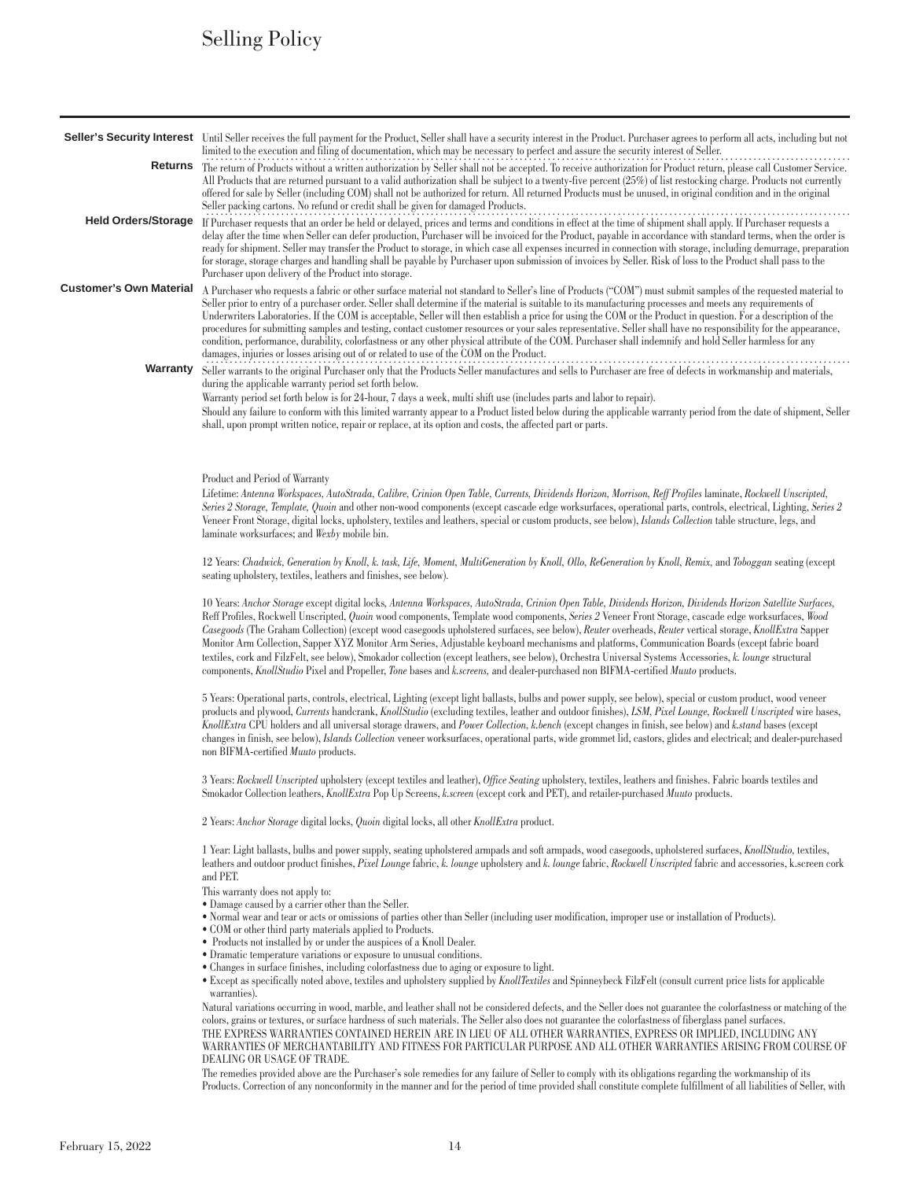# Selling Policy

**Seller's Security Interest** Until Seller receives the full payment for the Product, Seller shall have a security interest in the Product. Purchaser agrees to perform all acts, including but not limited to the execution and filing of documentation, which may be necessary to perfect and assure the security interest of Seller.

**Returns** The return of Products without a written authorization by Seller shall not be accepted. To receive authorization for Product return, please call Customer Service. All Products that are returned pursuant to a valid authorization shall be subject to a twenty-five percent (25%) of list restocking charge. Products not currently offered for sale by Seller (including COM) shall not be authorized for return. All returned Products must be unused, in original condition and in the original Seller packing cartons. No refund or credit shall be given for damaged Products.

**Held Orders/Storage** If Purchaser requests that an order be held or delayed, prices and terms and conditions in effect at the time of shipment shall apply. If Purchaser requests a delay after the time when Seller can defer production, Purchaser will be invoiced for the Product, payable in accordance with standard terms, when the order is ready for shipment. Seller may transfer the Product to storage, in which case all expenses incurred in connection with storage, including demurrage, preparation for storage, storage charges and handling shall be payable by Purchaser upon submission of invoices by Seller. Risk of loss to the Product shall pass to the Purchaser upon delivery of the Product into storage.

**Customer's Own Material** A Purchaser who requests a fabric or other surface material not standard to Seller's line of Products ("COM") must submit samples of the requested material to Seller prior to entry of a purchaser order. Seller shall determine if the material is suitable to its manufacturing processes and meets any requirements of Underwriters Laboratories. If the COM is acceptable, Seller will then establish a price for using the COM or the Product in question. For a description of the procedures for submitting samples and testing, contact customer resources or your sales representative. Seller shall have no responsibility for the appearance, condition, performance, durability, colorfastness or any other physical attribute of the COM. Purchaser shall indemnify and hold Seller harmless for any damages, injuries or losses arising out of or related to use of the COM on the Product.

**Warranty** Seller warrants to the original Purchaser only that the Products Seller manufactures and sells to Purchaser are free of defects in workmanship and materials, during the applicable warranty period set forth below.

Warranty period set forth below is for 24-hour, 7 days a week, multi shift use (includes parts and labor to repair).

Should any failure to conform with this limited warranty appear to a Product listed below during the applicable warranty period from the date of shipment, Seller shall, upon prompt written notice, repair or replace, at its option and costs, the affected part or parts.

Product and Period of Warranty

Lifetime: *Antenna Workspaces, AutoStrada, Calibre, Crinion Open Table, Currents, Dividends Horizon, Morrison, Reff Profiles* laminate, *Rockwell Unscripted, Series 2 Storage, Template, Quoin* and other non-wood components (except cascade edge worksurfaces, operational parts, controls, electrical, Lighting, *Series 2* Veneer Front Storage, digital locks, upholstery, textiles and leathers, special or custom products, see below), *Islands Collection* table structure, legs, and laminate worksurfaces; and *Wexby* mobile bin.

12 Years: *Chadwick, Generation by Knoll, k. task, Life, Moment, MultiGeneration by Knoll, Ollo, ReGeneration by Knoll, Remix,* and *Toboggan* seating (except seating upholstery, textiles, leathers and finishes, see below).

10 Years: *Anchor Storage* except digital locks, *Antenna Workspaces, AutoStrada, Crinion Open Table, Dividends Horizon, Dividends Horizon Satellite Surfaces,* Reff Profiles, Rockwell Unscripted, *Quoin* wood components, Template wood components, *Series 2* Veneer Front Storage, cascade edge worksurfaces, *Wood Casegoods* (The Graham Collection) (except wood casegoods upholstered surfaces, see below), *Reuter* overheads, *Reuter* vertical storage, *KnollExtra* Sapper Monitor Arm Collection, Sapper XYZ Monitor Arm Series, Adjustable keyboard mechanisms and platforms, Communication Boards (except fabric board textiles, cork and FilzFelt, see below), Smokador collection (except leathers, see below), Orchestra Universal Systems Accessories, *k. lounge* structural components, *KnollStudio* Pixel and Propeller, *Tone* bases and *k.screens,* and dealer-purchased non BIFMA-certified *Muuto* products.

5 Years: Operational parts, controls, electrical, Lighting (except light ballasts, bulbs and power supply, see below), special or custom product, wood veneer products and plywood, *Currents* handcrank, *KnollStudio* (excluding textiles, leather and outdoor finishes), *LSM, Pixel Lounge, Rockwell Unscripted* wire bases, *KnollExtra* CPU holders and all universal storage drawers, and *Power Collection, k.bench* (except changes in finish, see below) and *k.stand* bases (except changes in finish, see below), *Islands Collection* veneer worksurfaces, operational parts, wide grommet lid, castors, glides and electrical; and dealer-purchased non BIFMA-certified *Muuto* products.

3 Years: *Rockwell Unscripted* upholstery (except textiles and leather), *Office Seating* upholstery, textiles, leathers and finishes. Fabric boards textiles and Smokador Collection leathers, *KnollExtra* Pop Up Screens, *k.screen* (except cork and PET), and retailer-purchased *Muuto* products.

2 Years: *Anchor Storage* digital locks, *Quoin* digital locks, all other *KnollExtra* product.

1 Year: Light ballasts, bulbs and power supply, seating upholstered armpads and soft armpads, wood casegoods, upholstered surfaces, *KnollStudio,* textiles, leathers and outdoor product finishes, *Pixel Lounge* fabric, *k. lounge* upholstery and *k. lounge* fabric, *Rockwell Unscripted* fabric and accessories, k.screen cork and PET.

This warranty does not apply to:

- Damage caused by a carrier other than the Seller.
- Normal wear and tear or acts or omissions of parties other than Seller (including user modification, improper use or installation of Products).
- COM or other third party materials applied to Products.
- Products not installed by or under the auspices of a Knoll Dealer.
- Dramatic temperature variations or exposure to unusual conditions.
- Changes in surface finishes, including colorfastness due to aging or exposure to light.
- Except as specifically noted above, textiles and upholstery supplied by *KnollTextiles* and Spinneybeck FilzFelt (consult current price lists for applicable warranties).

Natural variations occurring in wood, marble, and leather shall not be considered defects, and the Seller does not guarantee the colorfastness or matching of the colors, grains or textures, or surface hardness of such materials. The Seller also does not guarantee the colorfastness of fiberglass panel surfaces.

THE EXPRESS WARRANTIES CONTAINED HEREIN ARE IN LIEU OF ALL OTHER WARRANTIES, EXPRESS OR IMPLIED, INCLUDING ANY WARRANTIES OF MERCHANTABILITY AND FITNESS FOR PARTICULAR PURPOSE AND ALL OTHER WARRANTIES ARISING FROM COURSE OF DEALING OR USAGE OF TRADE.

The remedies provided above are the Purchaser's sole remedies for any failure of Seller to comply with its obligations regarding the workmanship of its Products. Correction of any nonconformity in the manner and for the period of time provided shall constitute complete fulfillment of all liabilities of Seller, with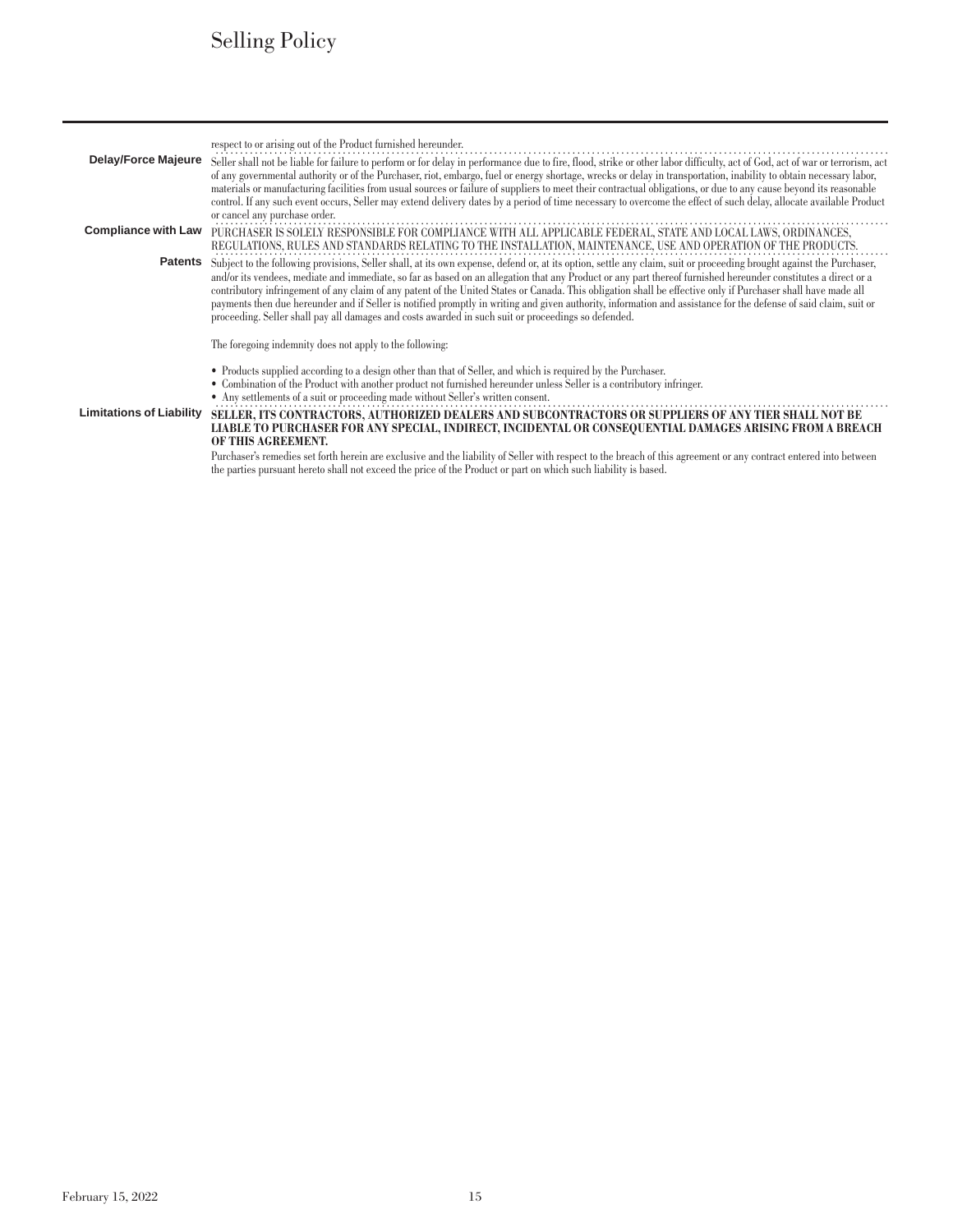respect to or arising out of the Product furnished hereunder.

**Delay/Force Majeure**

Seller shall not be liable for failure to perform or for delay in performance due to fire, flood, strike or other labor difficulty, act of God, act of war or terrorism, act of any governmental authority or of the Purchaser, riot, embargo, fuel or energy shortage, wrecks or delay in transportation, inability to obtain necessary labor, materials or manufacturing facilities from usual sources or failure of suppliers to meet their contractual obligations, or due to any cause beyond its reasonable control. If any such event occurs, Seller may extend delivery dates by a period of time necessary to overcome the effect of such delay, allocate available Product or cancel any purchase order.

**Compliance with Law**

PURCHASER IS SOLELY RESPONSIBLE FOR COMPLIANCE WITH ALL APPLICABLE FEDERAL, STATE AND LOCAL LAWS, ORDINANCES, REGULATIONS, RULES AND STANDARDS RELATING TO THE INSTALLATION, MAINTENANCE, USE AND OPERATION OF THE PRODUCTS.

**Patents**

Subject to the following provisions, Seller shall, at its own expense, defend or, at its option, settle any claim, suit or proceeding brought against the Purchaser, and/or its vendees, mediate and immediate, so far as based on an allegation that any Product or any part thereof furnished hereunder constitutes a direct or a contributory infringement of any claim of any patent of the United States or Canada. This obligation shall be effective only if Purchaser shall have made all payments then due hereunder and if Seller is notified promptly in writing and given authority, information and assistance for the defense of said claim, suit or proceeding. Seller shall pay all damages and costs awarded in such suit or proceedings so defended.

The foregoing indemnity does not apply to the following:

- Products supplied according to a design other than that of Seller, and which is required by the Purchaser.
- Combination of the Product with another product not furnished hereunder unless Seller is a contributory infringer.
- Any settlements of a suit or proceeding made without Seller's written consent.

**Limitations of Liability**

**SELLER, ITS CONTRACTORS, AUTHORIZED DEALERS AND SUBCONTRACTORS OR SUPPLIERS OF ANY TIER SHALL NOT BE LIABLE TO PURCHASER FOR ANY SPECIAL, INDIRECT, INCIDENTAL OR CONSEQUENTIAL DAMAGES ARISING FROM A BREACH OF THIS AGREEMENT.**

Purchaser's remedies set forth herein are exclusive and the liability of Seller with respect to the breach of this agreement or any contract entered into between the parties pursuant hereto shall not exceed the price of the Product or part on which such liability is based.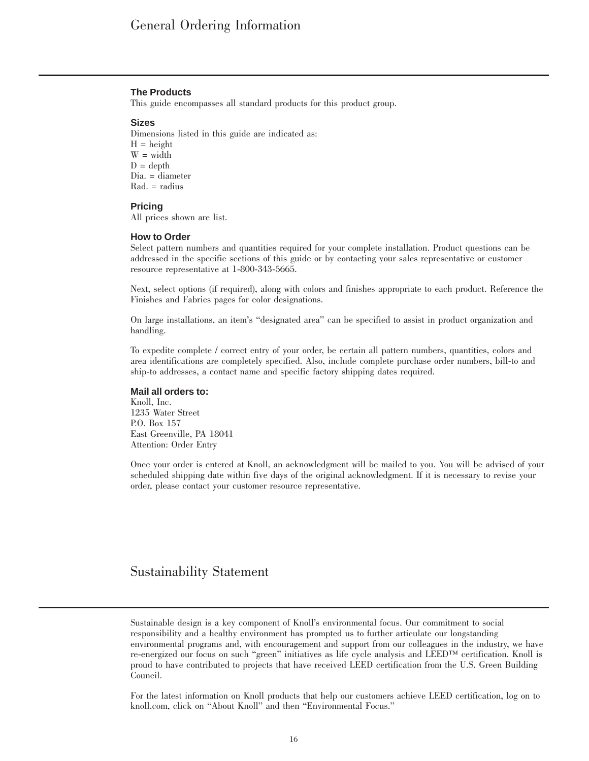# General Ordering Information

### The Products

This guide encompasses all standard products for this product group.

### Sizes

Dimensions listed in this guide are indicated as:
H = height
W = width
D = depth
Dia. = diameter
Rad. = radius

### Pricing

All prices shown are list.

### How to Order

Select pattern numbers and quantities required for your complete installation. Product questions can be addressed in the specific sections of this guide or by contacting your sales representative or customer resource representative at 1-800-343-5665.

Next, select options (if required), along with colors and finishes appropriate to each product. Reference the Finishes and Fabrics pages for color designations.

On large installations, an item's "designated area" can be specified to assist in product organization and handling.

To expedite complete / correct entry of your order, be certain all pattern numbers, quantities, colors and area identifications are completely specified. Also, include complete purchase order numbers, bill-to and ship-to addresses, a contact name and specific factory shipping dates required.

### Mail all orders to:

Knoll, Inc.
1235 Water Street
P.O. Box 157
East Greenville, PA 18041
Attention: Order Entry

Once your order is entered at Knoll, an acknowledgment will be mailed to you. You will be advised of your scheduled shipping date within five days of the original acknowledgment. If it is necessary to revise your order, please contact your customer resource representative.

# Sustainability Statement

Sustainable design is a key component of Knoll's environmental focus. Our commitment to social responsibility and a healthy environment has prompted us to further articulate our longstanding environmental programs and, with encouragement and support from our colleagues in the industry, we have re-energized our focus on such "green" initiatives as life cycle analysis and LEED™ certification. Knoll is proud to have contributed to projects that have received LEED certification from the U.S. Green Building Council.

For the latest information on Knoll products that help our customers achieve LEED certification, log on to knoll.com, click on "About Knoll" and then "Environmental Focus."